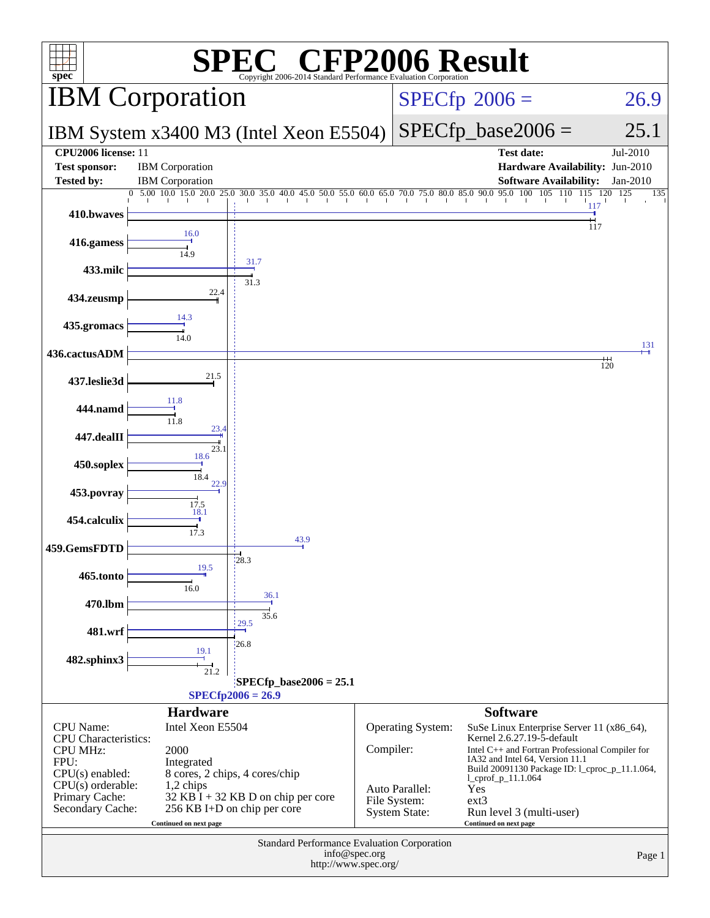# SPEC® CFP2006 Result

Copyright 2006-2014 Standard Performance Evaluation Corporation

## IBM Corporation

**IBM System x3400 M3 (Intel Xeon E5504)**

SPECfp 2006 = 26.9

SPECfp_base2006 = 25.1

| | | | |
|---|---|---|---|
| **CPU2006 license:** 11 | | **Test date:** | Jul-2010 |
| **Test sponsor:** | IBM Corporation | **Hardware Availability:** | Jun-2010 |
| **Tested by:** | IBM Corporation | **Software Availability:** | Jan-2010 |

| Benchmark | Peak | Base |
|---|---|---|
| 410.bwaves | 117 | 117 |
| 416.gamess | 16.0 | 14.9 |
| 433.milc | 31.7 | 31.3 |
| 434.zeusmp | | 22.4 |
| 435.gromacs | 14.3 | 14.0 |
| 436.cactusADM | 131 | 120 |
| 437.leslie3d | | 21.5 |
| 444.namd | 11.8 | 11.8 |
| 447.dealII | 23.4 | 23.1 |
| 450.soplex | 18.6 | 18.4 |
| 453.povray | 22.9 | 17.5 |
| 454.calculix | 18.1 | 17.3 |
| 459.GemsFDTD | 43.9 | 28.3 |
| 465.tonto | 19.5 | 16.0 |
| 470.lbm | 36.1 | 35.6 |
| 481.wrf | 29.5 | 26.8 |
| 482.sphinx3 | 19.1 | 21.2 |

SPECfp_base2006 = 25.1

SPECfp2006 = 26.9

### Hardware

| | |
|---|---|
| CPU Name: | Intel Xeon E5504 |
| CPU Characteristics: | |
| CPU MHz: | 2000 |
| FPU: | Integrated |
| CPU(s) enabled: | 8 cores, 2 chips, 4 cores/chip |
| CPU(s) orderable: | 1,2 chips |
| Primary Cache: | 32 KB I + 32 KB D on chip per core |
| Secondary Cache: | 256 KB I+D on chip per core |

Continued on next page

### Software

| | |
|---|---|
| Operating System: | SuSe Linux Enterprise Server 11 (x86_64), Kernel 2.6.27.19-5-default |
| Compiler: | Intel C++ and Fortran Professional Compiler for IA32 and Intel 64, Version 11.1 Build 20091130 Package ID: l_cproc_p_11.1.064, l_cprof_p_11.1.064 |
| Auto Parallel: | Yes |
| File System: | ext3 |
| System State: | Run level 3 (multi-user) |

Continued on next page

Standard Performance Evaluation Corporation
info@spec.org
http://www.spec.org/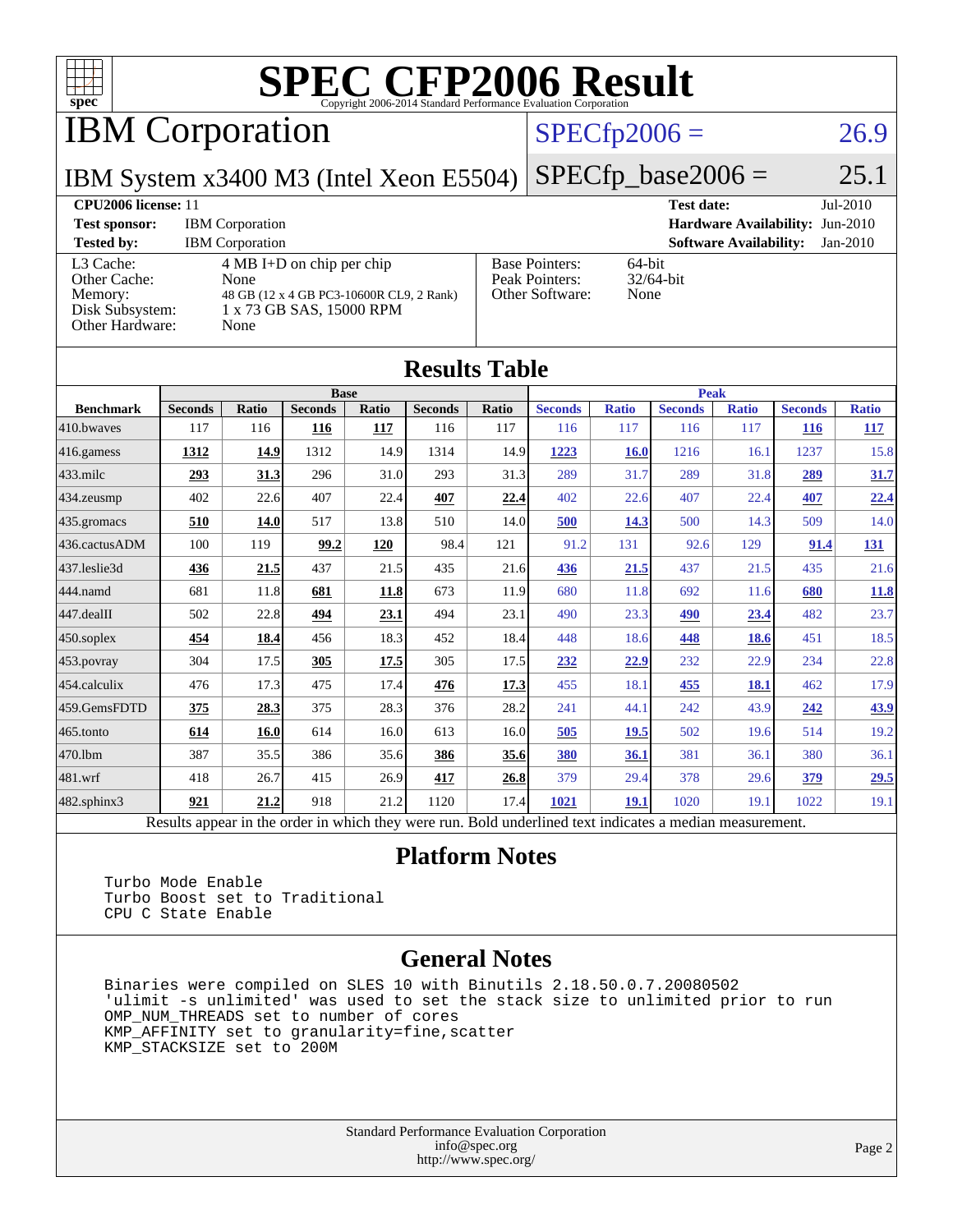# SPEC CFP2006 Result

Copyright 2006-2014 Standard Performance Evaluation Corporation

## IBM Corporation

**IBM System x3400 M3 (Intel Xeon E5504)**

SPECfp2006 = 26.9

SPECfp_base2006 = 25.1

**CPU2006 license:** 11 | **Test date:** Jul-2010
**Test sponsor:** IBM Corporation | **Hardware Availability:** Jun-2010
**Tested by:** IBM Corporation | **Software Availability:** Jan-2010

| | |
|---|---|
| L3 Cache: | 4 MB I+D on chip per chip |
| Other Cache: | None |
| Memory: | 48 GB (12 x 4 GB PC3-10600R CL9, 2 Rank) |
| Disk Subsystem: | 1 x 73 GB SAS, 15000 RPM |
| Other Hardware: | None |

| | |
|---|---|
| Base Pointers: | 64-bit |
| Peak Pointers: | 32/64-bit |
| Other Software: | None |

## Results Table

| | Base | | | | | | Peak | | | | | |
|---|---|---|---|---|---|---|---|---|---|---|---|---|
| **Benchmark** | **Seconds** | **Ratio** | **Seconds** | **Ratio** | **Seconds** | **Ratio** | **Seconds** | **Ratio** | **Seconds** | **Ratio** | **Seconds** | **Ratio** |
| 410.bwaves | 117 | 116 | **116** | **117** | 116 | 117 | 116 | 117 | 116 | 117 | **116** | **117** |
| 416.gamess | **1312** | **14.9** | 1312 | 14.9 | 1314 | 14.9 | **1223** | **16.0** | 1216 | 16.1 | 1237 | 15.8 |
| 433.milc | **293** | **31.3** | 296 | 31.0 | 293 | 31.3 | 289 | 31.7 | 289 | 31.8 | **289** | **31.7** |
| 434.zeusmp | 402 | 22.6 | 407 | 22.4 | **407** | **22.4** | 402 | 22.6 | 407 | 22.4 | **407** | **22.4** |
| 435.gromacs | **510** | **14.0** | 517 | 13.8 | 510 | 14.0 | **500** | **14.3** | 500 | 14.3 | 509 | 14.0 |
| 436.cactusADM | 100 | 119 | **99.2** | **120** | 98.4 | 121 | 91.2 | 131 | 92.6 | 129 | **91.4** | **131** |
| 437.leslie3d | **436** | **21.5** | 437 | 21.5 | 435 | 21.6 | **436** | **21.5** | 437 | 21.5 | 435 | 21.6 |
| 444.namd | 681 | 11.8 | **681** | **11.8** | 673 | 11.9 | 680 | 11.8 | 692 | 11.6 | **680** | **11.8** |
| 447.dealII | 502 | 22.8 | **494** | **23.1** | 494 | 23.1 | 490 | 23.3 | **490** | **23.4** | 482 | 23.7 |
| 450.soplex | **454** | **18.4** | 456 | 18.3 | 452 | 18.4 | 448 | 18.6 | **448** | **18.6** | 451 | 18.5 |
| 453.povray | 304 | 17.5 | **305** | **17.5** | 305 | 17.5 | **232** | **22.9** | 232 | 22.9 | 234 | 22.8 |
| 454.calculix | 476 | 17.3 | 475 | 17.4 | **476** | **17.3** | 455 | 18.1 | **455** | **18.1** | 462 | 17.9 |
| 459.GemsFDTD | **375** | **28.3** | 375 | 28.3 | 376 | 28.2 | 241 | 44.1 | 242 | 43.9 | **242** | **43.9** |
| 465.tonto | **614** | **16.0** | 614 | 16.0 | 613 | 16.0 | **505** | **19.5** | 502 | 19.6 | 514 | 19.2 |
| 470.lbm | 387 | 35.5 | 386 | 35.6 | **386** | **35.6** | **380** | **36.1** | 381 | 36.1 | 380 | 36.1 |
| 481.wrf | 418 | 26.7 | 415 | 26.9 | **417** | **26.8** | 379 | 29.4 | 378 | 29.6 | **379** | **29.5** |
| 482.sphinx3 | **921** | **21.2** | 918 | 21.2 | 1120 | 17.4 | **1021** | **19.1** | 1020 | 19.1 | 1022 | 19.1 |

Results appear in the order in which they were run. Bold underlined text indicates a median measurement.

## Platform Notes

```
Turbo Mode Enable
Turbo Boost set to Traditional
CPU C State Enable
```

## General Notes

```
Binaries were compiled on SLES 10 with Binutils 2.18.50.0.7.20080502
'ulimit -s unlimited' was used to set the stack size to unlimited prior to run
OMP_NUM_THREADS set to number of cores
KMP_AFFINITY set to granularity=fine,scatter
KMP_STACKSIZE set to 200M
```

Standard Performance Evaluation Corporation
info@spec.org
http://www.spec.org/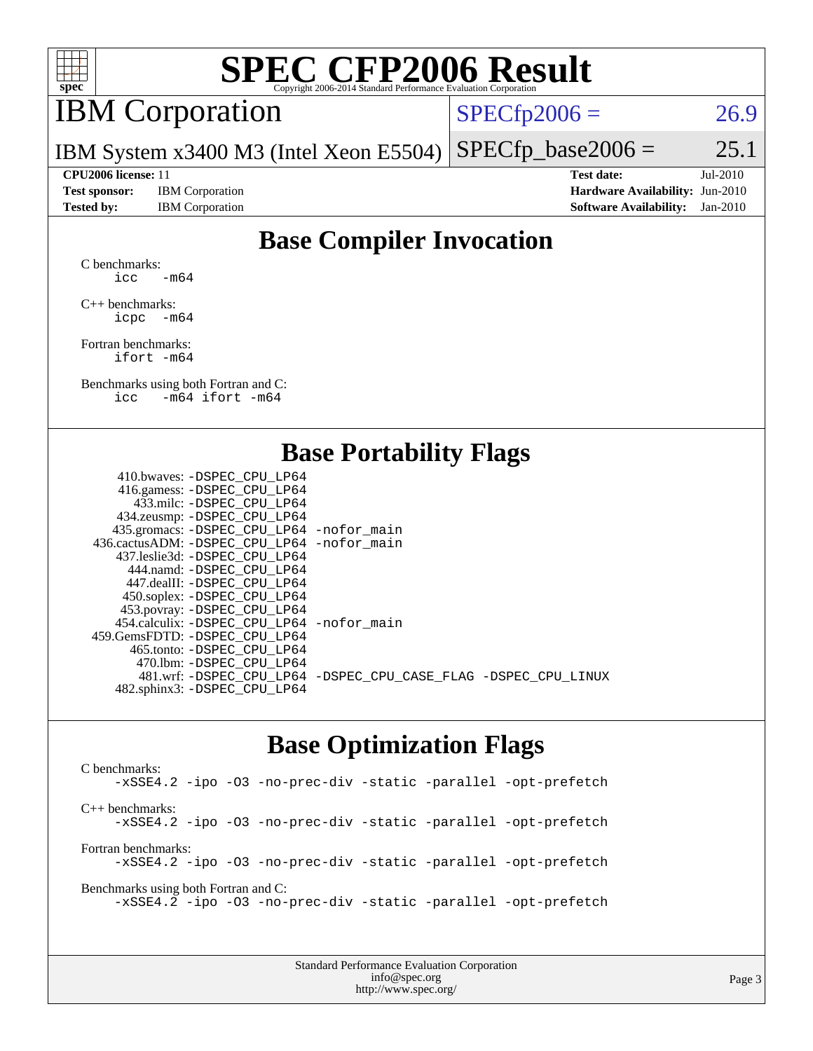# SPEC CFP2006 Result

Copyright 2006-2014 Standard Performance Evaluation Corporation

## IBM Corporation

IBM System x3400 M3 (Intel Xeon E5504)

SPECfp2006 = 26.9

SPECfp_base2006 = 25.1

| | | | |
|---|---|---|---|
| **CPU2006 license:** 11 | | **Test date:** | Jul-2010 |
| **Test sponsor:** | IBM Corporation | **Hardware Availability:** | Jun-2010 |
| **Tested by:** | IBM Corporation | **Software Availability:** | Jan-2010 |

## Base Compiler Invocation

C benchmarks:
```
icc   -m64
```

C++ benchmarks:
```
icpc  -m64
```

Fortran benchmarks:
```
ifort -m64
```

Benchmarks using both Fortran and C:
```
icc   -m64 ifort -m64
```

## Base Portability Flags

```
    410.bwaves: -DSPEC_CPU_LP64
    416.gamess: -DSPEC_CPU_LP64
      433.milc: -DSPEC_CPU_LP64
    434.zeusmp: -DSPEC_CPU_LP64
   435.gromacs: -DSPEC_CPU_LP64 -nofor_main
436.cactusADM: -DSPEC_CPU_LP64 -nofor_main
   437.leslie3d: -DSPEC_CPU_LP64
     444.namd: -DSPEC_CPU_LP64
    447.dealII: -DSPEC_CPU_LP64
    450.soplex: -DSPEC_CPU_LP64
    453.povray: -DSPEC_CPU_LP64
  454.calculix: -DSPEC_CPU_LP64 -nofor_main
459.GemsFDTD: -DSPEC_CPU_LP64
     465.tonto: -DSPEC_CPU_LP64
      470.lbm: -DSPEC_CPU_LP64
      481.wrf: -DSPEC_CPU_LP64 -DSPEC_CPU_CASE_FLAG -DSPEC_CPU_LINUX
   482.sphinx3: -DSPEC_CPU_LP64
```

## Base Optimization Flags

C benchmarks:
```
-xSSE4.2 -ipo -O3 -no-prec-div -static -parallel -opt-prefetch
```

C++ benchmarks:
```
-xSSE4.2 -ipo -O3 -no-prec-div -static -parallel -opt-prefetch
```

Fortran benchmarks:
```
-xSSE4.2 -ipo -O3 -no-prec-div -static -parallel -opt-prefetch
```

Benchmarks using both Fortran and C:
```
-xSSE4.2 -ipo -O3 -no-prec-div -static -parallel -opt-prefetch
```

Standard Performance Evaluation Corporation
info@spec.org
http://www.spec.org/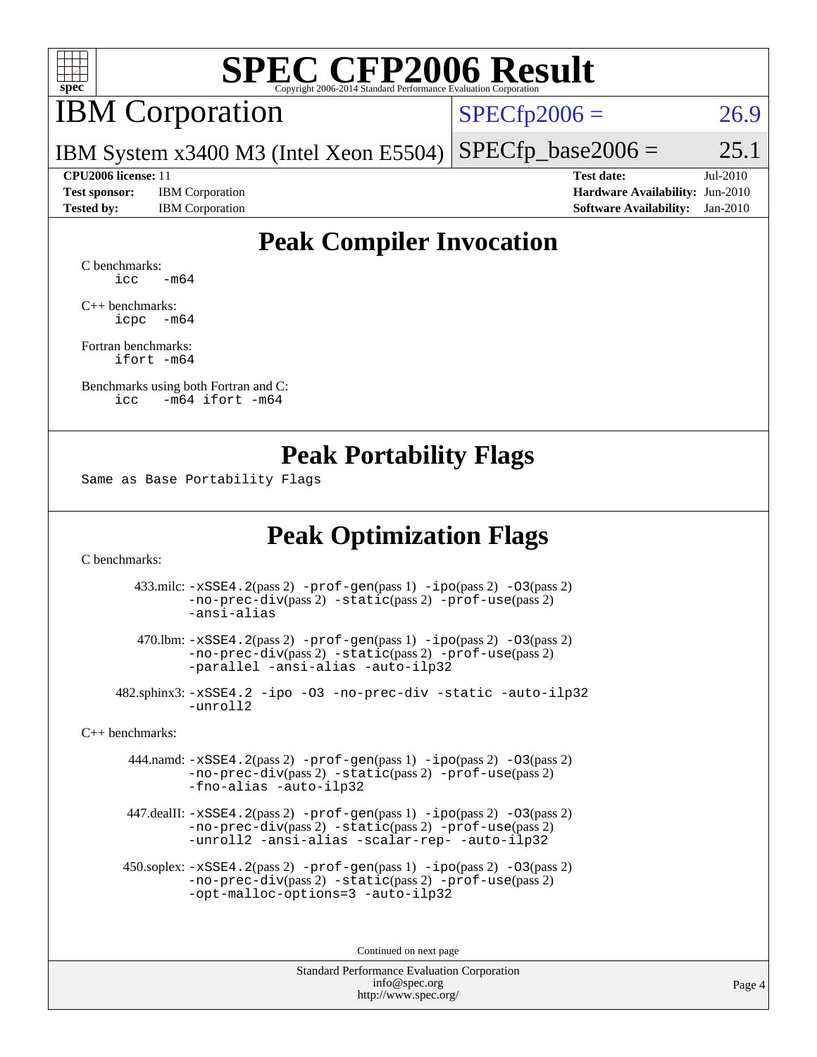# SPEC CFP2006 Result

Copyright 2006-2014 Standard Performance Evaluation Corporation

## IBM Corporation

IBM System x3400 M3 (Intel Xeon E5504)

SPECfp2006 = 26.9

SPECfp_base2006 = 25.1

**CPU2006 license:** 11
**Test sponsor:** IBM Corporation
**Tested by:** IBM Corporation

**Test date:** Jul-2010
**Hardware Availability:** Jun-2010
**Software Availability:** Jan-2010

## Peak Compiler Invocation

C benchmarks:
```
icc   -m64
```

C++ benchmarks:
```
icpc  -m64
```

Fortran benchmarks:
```
ifort -m64
```

Benchmarks using both Fortran and C:
```
icc   -m64 ifort -m64
```

## Peak Portability Flags

Same as Base Portability Flags

## Peak Optimization Flags

C benchmarks:

433.milc: -xSSE4.2(pass 2) -prof-gen(pass 1) -ipo(pass 2) -O3(pass 2) -no-prec-div(pass 2) -static(pass 2) -prof-use(pass 2) -ansi-alias

470.lbm: -xSSE4.2(pass 2) -prof-gen(pass 1) -ipo(pass 2) -O3(pass 2) -no-prec-div(pass 2) -static(pass 2) -prof-use(pass 2) -parallel -ansi-alias -auto-ilp32

482.sphinx3: -xSSE4.2 -ipo -O3 -no-prec-div -static -auto-ilp32 -unroll2

C++ benchmarks:

444.namd: -xSSE4.2(pass 2) -prof-gen(pass 1) -ipo(pass 2) -O3(pass 2) -no-prec-div(pass 2) -static(pass 2) -prof-use(pass 2) -fno-alias -auto-ilp32

447.dealII: -xSSE4.2(pass 2) -prof-gen(pass 1) -ipo(pass 2) -O3(pass 2) -no-prec-div(pass 2) -static(pass 2) -prof-use(pass 2) -unroll2 -ansi-alias -scalar-rep- -auto-ilp32

450.soplex: -xSSE4.2(pass 2) -prof-gen(pass 1) -ipo(pass 2) -O3(pass 2) -no-prec-div(pass 2) -static(pass 2) -prof-use(pass 2) -opt-malloc-options=3 -auto-ilp32

Continued on next page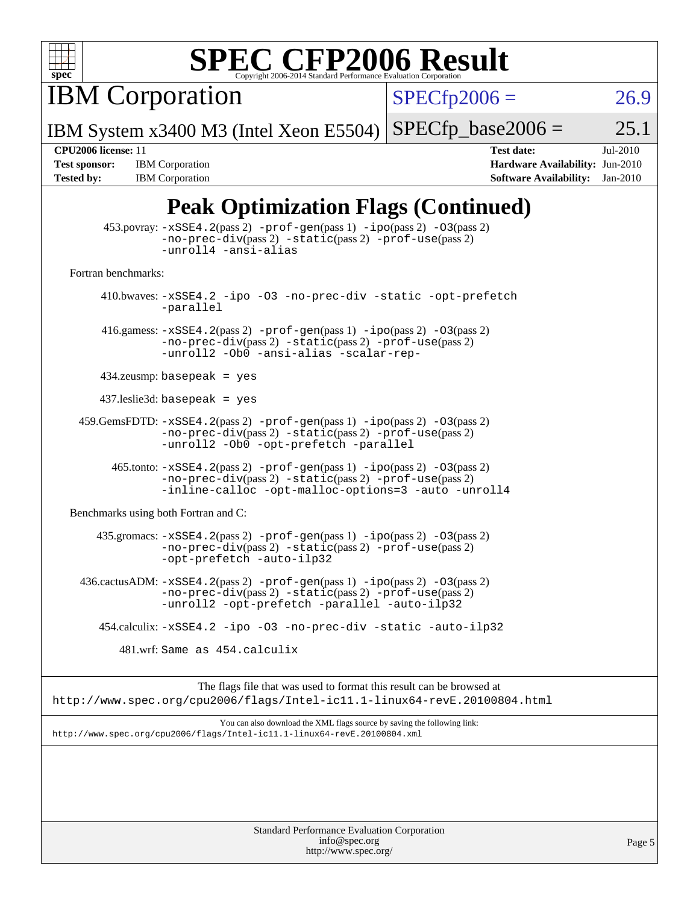# Peak Optimization Flags (Continued)

453.povray: -xSSE4.2(pass 2) -prof-gen(pass 1) -ipo(pass 2) -O3(pass 2) -no-prec-div(pass 2) -static(pass 2) -prof-use(pass 2) -unroll4 -ansi-alias

Fortran benchmarks:

410.bwaves: -xSSE4.2 -ipo -O3 -no-prec-div -static -opt-prefetch -parallel

416.gamess: -xSSE4.2(pass 2) -prof-gen(pass 1) -ipo(pass 2) -O3(pass 2) -no-prec-div(pass 2) -static(pass 2) -prof-use(pass 2) -unroll2 -Ob0 -ansi-alias -scalar-rep-

434.zeusmp: basepeak = yes

437.leslie3d: basepeak = yes

459.GemsFDTD: -xSSE4.2(pass 2) -prof-gen(pass 1) -ipo(pass 2) -O3(pass 2) -no-prec-div(pass 2) -static(pass 2) -prof-use(pass 2) -unroll2 -Ob0 -opt-prefetch -parallel

465.tonto: -xSSE4.2(pass 2) -prof-gen(pass 1) -ipo(pass 2) -O3(pass 2) -no-prec-div(pass 2) -static(pass 2) -prof-use(pass 2) -inline-calloc -opt-malloc-options=3 -auto -unroll4

Benchmarks using both Fortran and C:

435.gromacs: -xSSE4.2(pass 2) -prof-gen(pass 1) -ipo(pass 2) -O3(pass 2) -no-prec-div(pass 2) -static(pass 2) -prof-use(pass 2) -opt-prefetch -auto-ilp32

436.cactusADM: -xSSE4.2(pass 2) -prof-gen(pass 1) -ipo(pass 2) -O3(pass 2) -no-prec-div(pass 2) -static(pass 2) -prof-use(pass 2) -unroll2 -opt-prefetch -parallel -auto-ilp32

454.calculix: -xSSE4.2 -ipo -O3 -no-prec-div -static -auto-ilp32

481.wrf: Same as 454.calculix

The flags file that was used to format this result can be browsed at
http://www.spec.org/cpu2006/flags/Intel-ic11.1-linux64-revE.20100804.html

You can also download the XML flags source by saving the following link:
http://www.spec.org/cpu2006/flags/Intel-ic11.1-linux64-revE.20100804.xml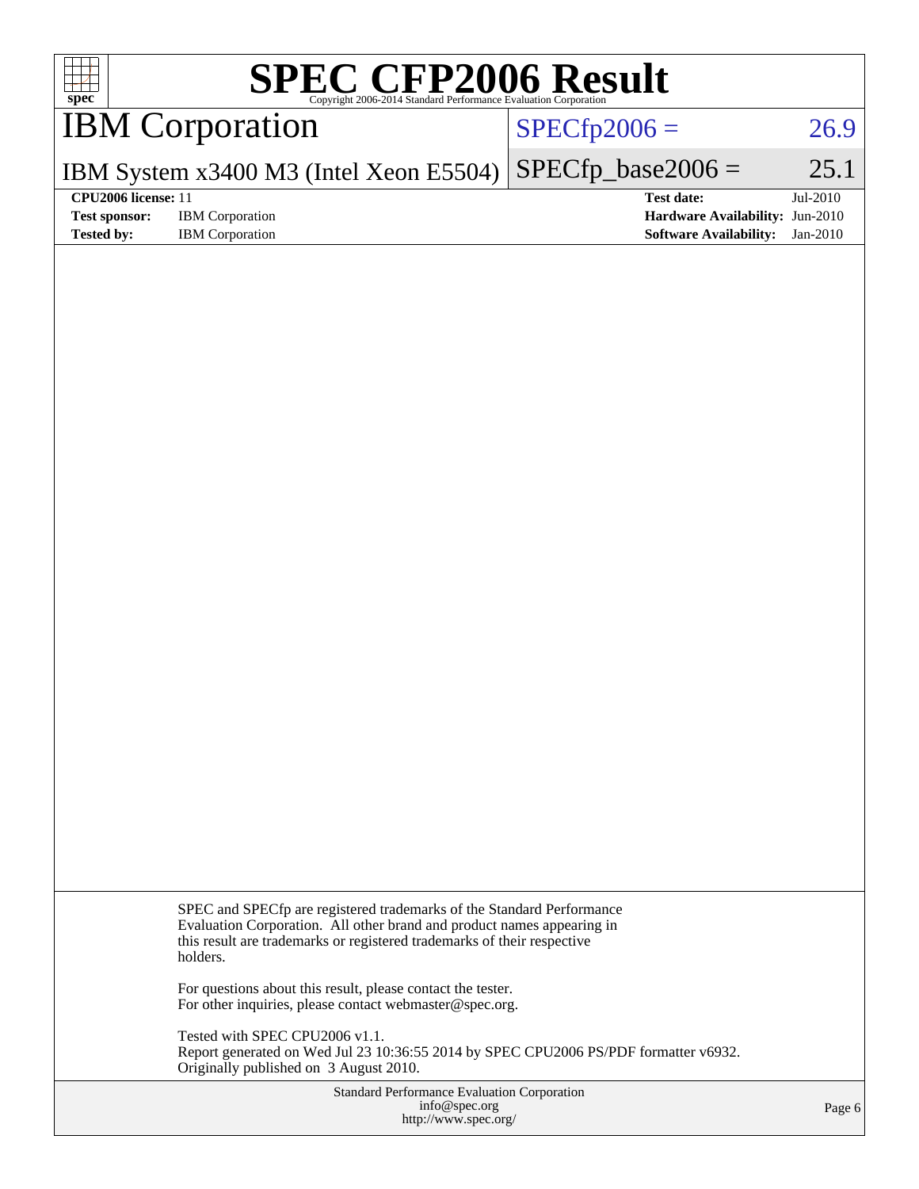SPEC and SPECfp are registered trademarks of the Standard Performance Evaluation Corporation. All other brand and product names appearing in this result are trademarks or registered trademarks of their respective holders.

For questions about this result, please contact the tester.
For other inquiries, please contact webmaster@spec.org.

Tested with SPEC CPU2006 v1.1.
Report generated on Wed Jul 23 10:36:55 2014 by SPEC CPU2006 PS/PDF formatter v6932.
Originally published on 3 August 2010.